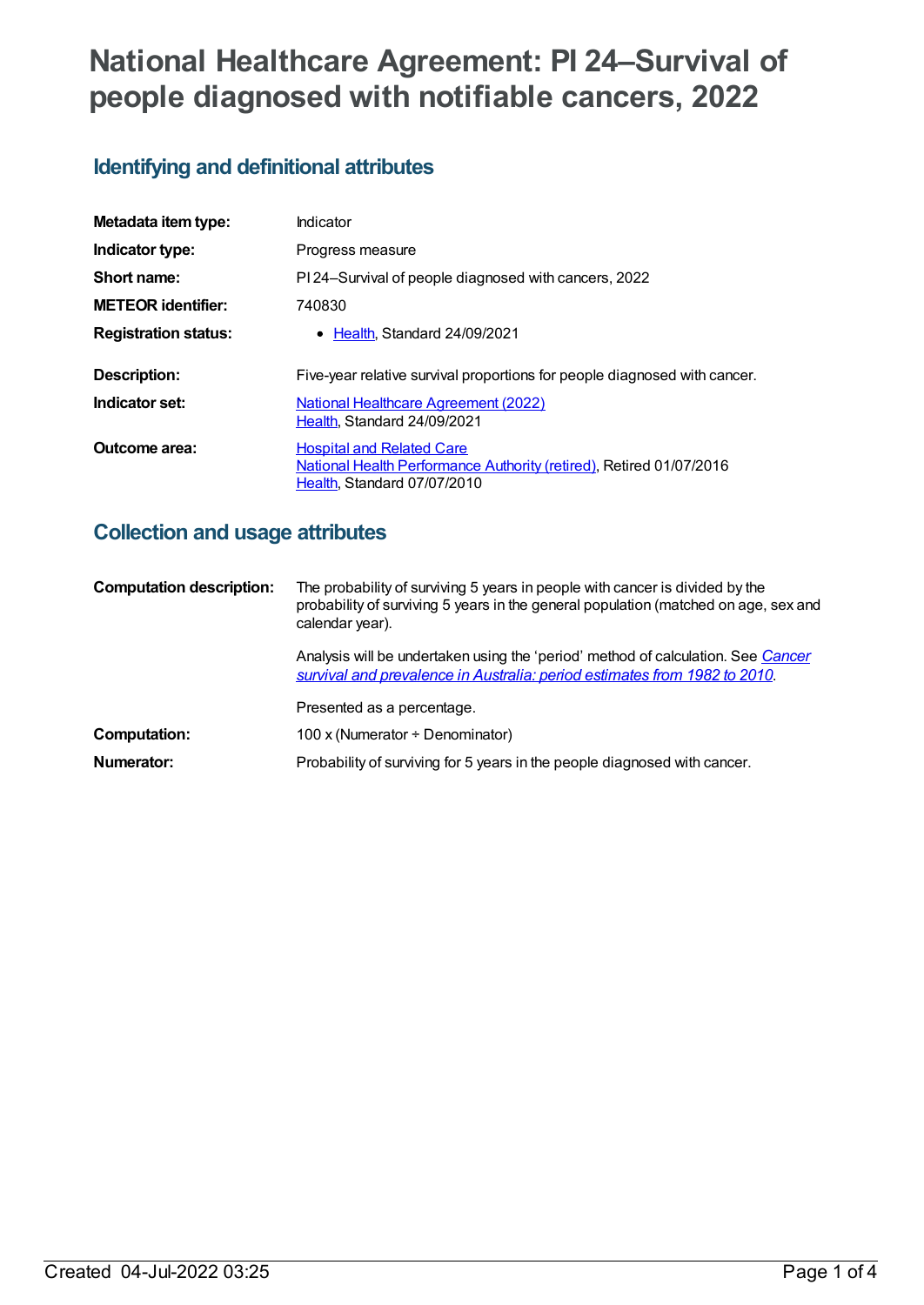# National Healthcare Agreement: PI 24–Survival of people diagnosed with notifiable cancers, 2022

## Identifying and definitional attributes

| | |
|---|---|
| **Metadata item type:** | Indicator |
| **Indicator type:** | Progress measure |
| **Short name:** | PI 24–Survival of people diagnosed with cancers, 2022 |
| **METEOR identifier:** | 740830 |
| **Registration status:** | • Health, Standard 24/09/2021 |
| **Description:** | Five-year relative survival proportions for people diagnosed with cancer. |
| **Indicator set:** | National Healthcare Agreement (2022)<br>Health, Standard 24/09/2021 |
| **Outcome area:** | Hospital and Related Care<br>National Health Performance Authority (retired), Retired 01/07/2016<br>Health, Standard 07/07/2010 |

## Collection and usage attributes

| | |
|---|---|
| **Computation description:** | The probability of surviving 5 years in people with cancer is divided by the probability of surviving 5 years in the general population (matched on age, sex and calendar year).<br><br>Analysis will be undertaken using the 'period' method of calculation. See *Cancer survival and prevalence in Australia: period estimates from 1982 to 2010*.<br><br>Presented as a percentage. |
| **Computation:** | 100 x (Numerator ÷ Denominator) |
| **Numerator:** | Probability of surviving for 5 years in the people diagnosed with cancer. |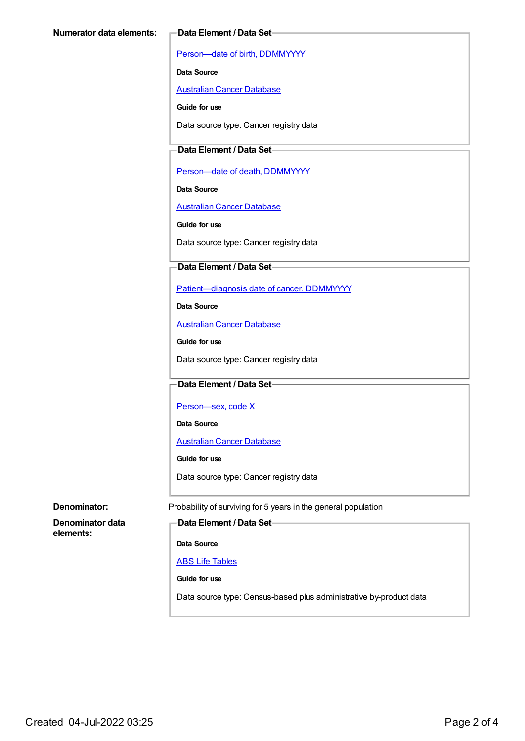**Numerator data elements:**

**Data Element / Data Set**

[Person—date of birth, DDMMYYYY]

**Data Source**

[Australian Cancer Database]

**Guide for use**

Data source type: Cancer registry data

**Data Element / Data Set**

[Person—date of death, DDMMYYYY]

**Data Source**

[Australian Cancer Database]

**Guide for use**

Data source type: Cancer registry data

**Data Element / Data Set**

[Patient—diagnosis date of cancer, DDMMYYYY]

**Data Source**

[Australian Cancer Database]

**Guide for use**

Data source type: Cancer registry data

**Data Element / Data Set**

[Person—sex, code X]

**Data Source**

[Australian Cancer Database]

**Guide for use**

Data source type: Cancer registry data

**Denominator:** Probability of surviving for 5 years in the general population

**Denominator data elements:**

**Data Element / Data Set**

**Data Source**

[ABS Life Tables]

**Guide for use**

Data source type: Census-based plus administrative by-product data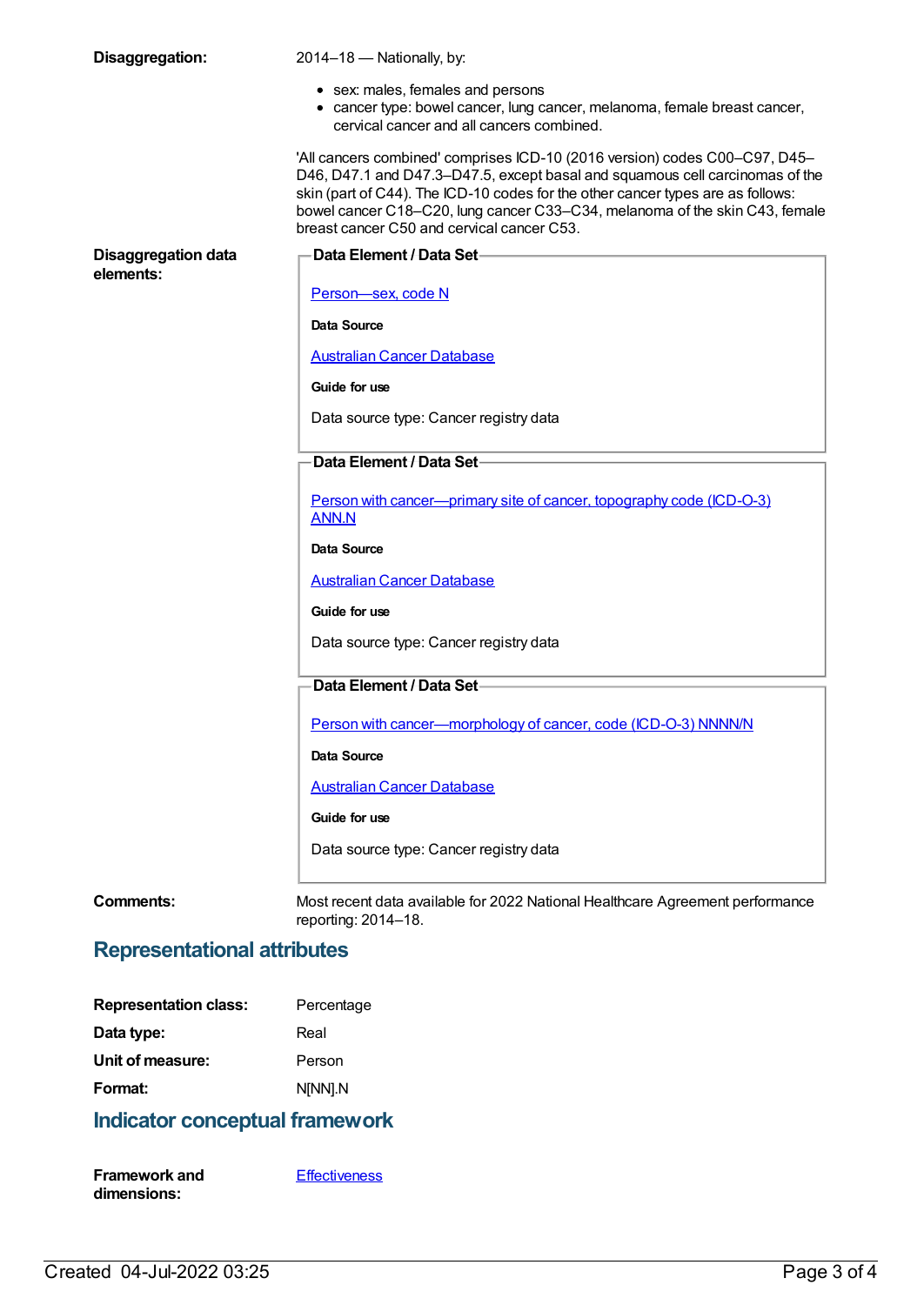**Disaggregation:** 2014–18 — Nationally, by:

- sex: males, females and persons
- cancer type: bowel cancer, lung cancer, melanoma, female breast cancer, cervical cancer and all cancers combined.

'All cancers combined' comprises ICD-10 (2016 version) codes C00–C97, D45–D46, D47.1 and D47.3–D47.5, except basal and squamous cell carcinomas of the skin (part of C44). The ICD-10 codes for the other cancer types are as follows: bowel cancer C18–C20, lung cancer C33–C34, melanoma of the skin C43, female breast cancer C50 and cervical cancer C53.

**Disaggregation data elements:**

**Data Element / Data Set**

Person—sex, code N

**Data Source**

Australian Cancer Database

**Guide for use**

Data source type: Cancer registry data

**Data Element / Data Set**

Person with cancer—primary site of cancer, topography code (ICD-O-3) ANN.N

**Data Source**

Australian Cancer Database

**Guide for use**

Data source type: Cancer registry data

**Data Element / Data Set**

Person with cancer—morphology of cancer, code (ICD-O-3) NNNN/N

**Data Source**

Australian Cancer Database

**Guide for use**

Data source type: Cancer registry data

**Comments:** Most recent data available for 2022 National Healthcare Agreement performance reporting: 2014–18.

## Representational attributes

**Representation class:** Percentage

**Data type:** Real

**Unit of measure:** Person

**Format:** N[NN].N

## Indicator conceptual framework

**Framework and dimensions:** Effectiveness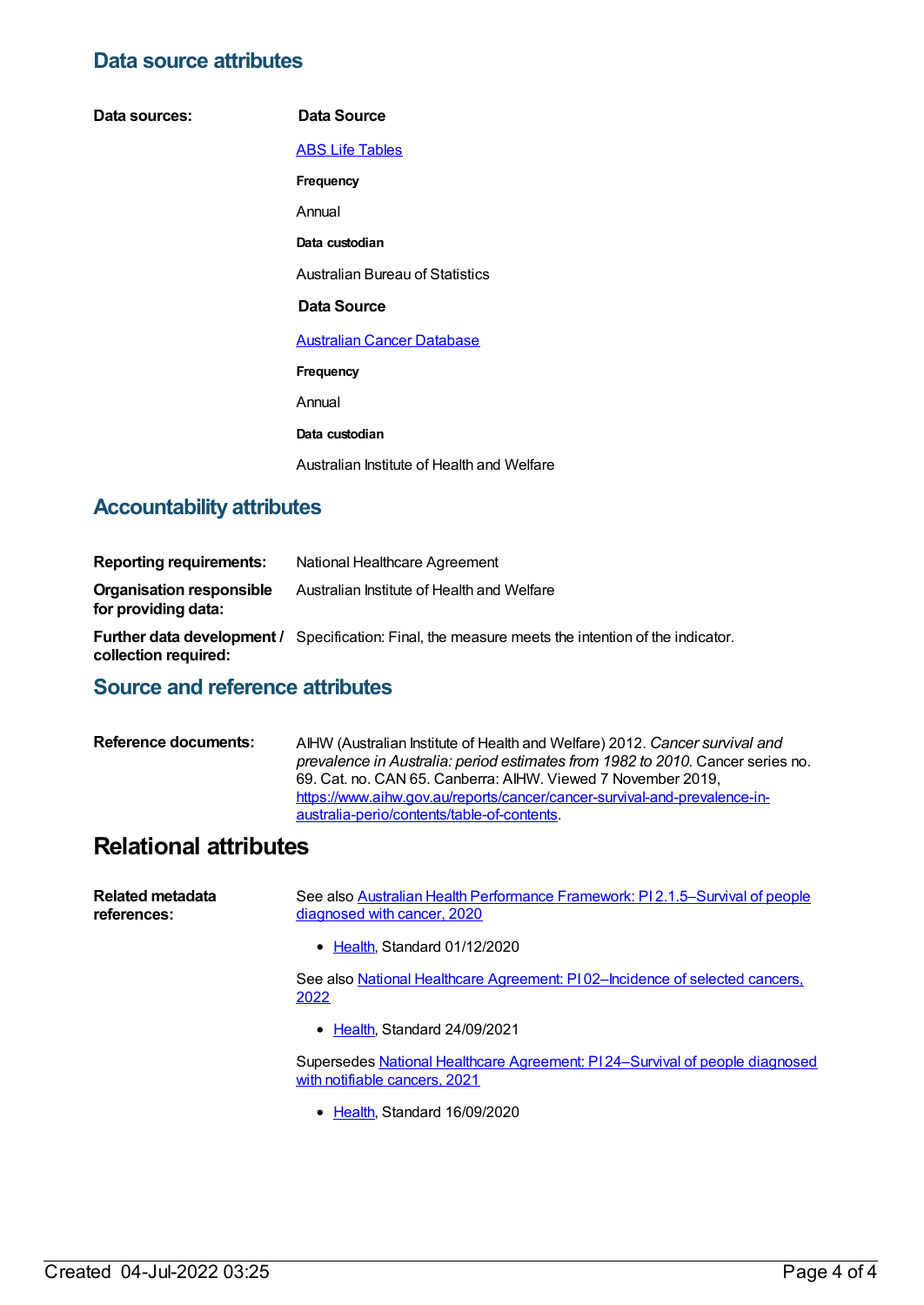## Data source attributes

**Data sources:**

**Data Source**

[ABS Life Tables]

**Frequency**

Annual

**Data custodian**

Australian Bureau of Statistics

**Data Source**

[Australian Cancer Database]

**Frequency**

Annual

**Data custodian**

Australian Institute of Health and Welfare

## Accountability attributes

**Reporting requirements:** National Healthcare Agreement

**Organisation responsible for providing data:** Australian Institute of Health and Welfare

**Further data development / collection required:** Specification: Final, the measure meets the intention of the indicator.

## Source and reference attributes

**Reference documents:** AIHW (Australian Institute of Health and Welfare) 2012. *Cancer survival and prevalence in Australia: period estimates from 1982 to 2010*. Cancer series no. 69. Cat. no. CAN 65. Canberra: AIHW. Viewed 7 November 2019, https://www.aihw.gov.au/reports/cancer/cancer-survival-and-prevalence-in-australia-perio/contents/table-of-contents.

# Relational attributes

**Related metadata references:**

See also Australian Health Performance Framework: PI 2.1.5–Survival of people diagnosed with cancer, 2020

- Health, Standard 01/12/2020

See also National Healthcare Agreement: PI 02–Incidence of selected cancers, 2022

- Health, Standard 24/09/2021

Supersedes National Healthcare Agreement: PI 24–Survival of people diagnosed with notifiable cancers, 2021

- Health, Standard 16/09/2020